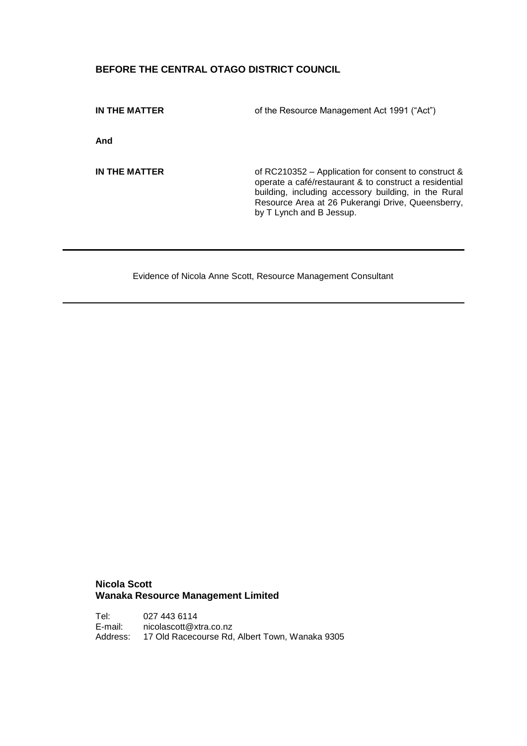**BEFORE THE CENTRAL OTAGO DISTRICT COUNCIL**

| | |
|---|---|
| **IN THE MATTER** | of the Resource Management Act 1991 ("Act") |
| **And** | |
| **IN THE MATTER** | of RC210352 – Application for consent to construct & operate a café/restaurant & to construct a residential building, including accessory building, in the Rural Resource Area at 26 Pukerangi Drive, Queensberry, by T Lynch and B Jessup. |

---

Evidence of Nicola Anne Scott, Resource Management Consultant

---

**Nicola Scott**
**Wanaka Resource Management Limited**

Tel: 027 443 6114
E-mail: nicolascott@xtra.co.nz
Address: 17 Old Racecourse Rd, Albert Town, Wanaka 9305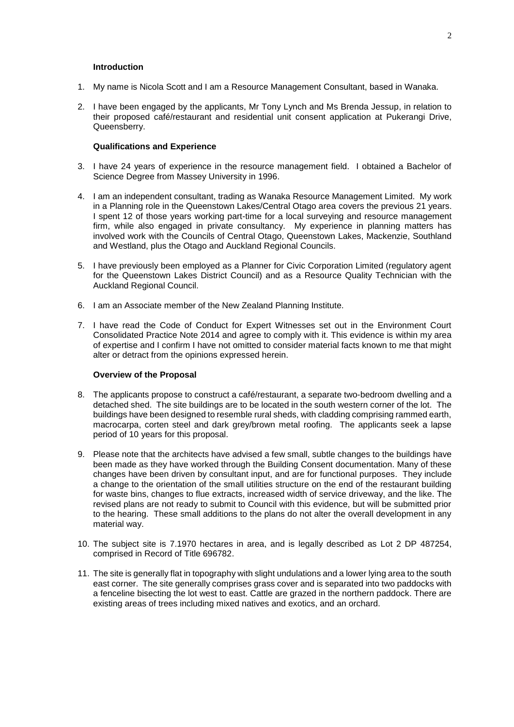**Introduction**

1. My name is Nicola Scott and I am a Resource Management Consultant, based in Wanaka.

2. I have been engaged by the applicants, Mr Tony Lynch and Ms Brenda Jessup, in relation to their proposed café/restaurant and residential unit consent application at Pukerangi Drive, Queensberry.

**Qualifications and Experience**

3. I have 24 years of experience in the resource management field. I obtained a Bachelor of Science Degree from Massey University in 1996.

4. I am an independent consultant, trading as Wanaka Resource Management Limited. My work in a Planning role in the Queenstown Lakes/Central Otago area covers the previous 21 years. I spent 12 of those years working part-time for a local surveying and resource management firm, while also engaged in private consultancy. My experience in planning matters has involved work with the Councils of Central Otago, Queenstown Lakes, Mackenzie, Southland and Westland, plus the Otago and Auckland Regional Councils.

5. I have previously been employed as a Planner for Civic Corporation Limited (regulatory agent for the Queenstown Lakes District Council) and as a Resource Quality Technician with the Auckland Regional Council.

6. I am an Associate member of the New Zealand Planning Institute.

7. I have read the Code of Conduct for Expert Witnesses set out in the Environment Court Consolidated Practice Note 2014 and agree to comply with it. This evidence is within my area of expertise and I confirm I have not omitted to consider material facts known to me that might alter or detract from the opinions expressed herein.

**Overview of the Proposal**

8. The applicants propose to construct a café/restaurant, a separate two-bedroom dwelling and a detached shed. The site buildings are to be located in the south western corner of the lot. The buildings have been designed to resemble rural sheds, with cladding comprising rammed earth, macrocarpa, corten steel and dark grey/brown metal roofing. The applicants seek a lapse period of 10 years for this proposal.

9. Please note that the architects have advised a few small, subtle changes to the buildings have been made as they have worked through the Building Consent documentation. Many of these changes have been driven by consultant input, and are for functional purposes. They include a change to the orientation of the small utilities structure on the end of the restaurant building for waste bins, changes to flue extracts, increased width of service driveway, and the like. The revised plans are not ready to submit to Council with this evidence, but will be submitted prior to the hearing. These small additions to the plans do not alter the overall development in any material way.

10. The subject site is 7.1970 hectares in area, and is legally described as Lot 2 DP 487254, comprised in Record of Title 696782.

11. The site is generally flat in topography with slight undulations and a lower lying area to the south east corner. The site generally comprises grass cover and is separated into two paddocks with a fenceline bisecting the lot west to east. Cattle are grazed in the northern paddock. There are existing areas of trees including mixed natives and exotics, and an orchard.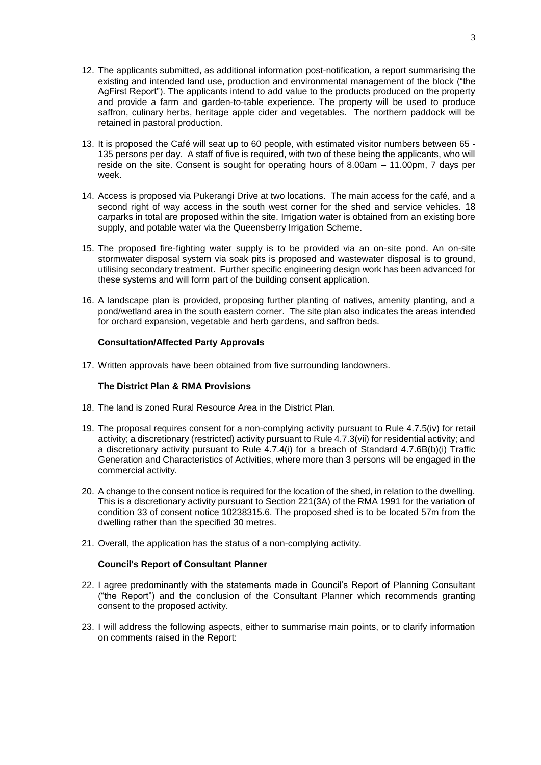12. The applicants submitted, as additional information post-notification, a report summarising the existing and intended land use, production and environmental management of the block ("the AgFirst Report"). The applicants intend to add value to the products produced on the property and provide a farm and garden-to-table experience. The property will be used to produce saffron, culinary herbs, heritage apple cider and vegetables. The northern paddock will be retained in pastoral production.

13. It is proposed the Café will seat up to 60 people, with estimated visitor numbers between 65 - 135 persons per day. A staff of five is required, with two of these being the applicants, who will reside on the site. Consent is sought for operating hours of 8.00am – 11.00pm, 7 days per week.

14. Access is proposed via Pukerangi Drive at two locations. The main access for the café, and a second right of way access in the south west corner for the shed and service vehicles. 18 carparks in total are proposed within the site. Irrigation water is obtained from an existing bore supply, and potable water via the Queensberry Irrigation Scheme.

15. The proposed fire-fighting water supply is to be provided via an on-site pond. An on-site stormwater disposal system via soak pits is proposed and wastewater disposal is to ground, utilising secondary treatment. Further specific engineering design work has been advanced for these systems and will form part of the building consent application.

16. A landscape plan is provided, proposing further planting of natives, amenity planting, and a pond/wetland area in the south eastern corner. The site plan also indicates the areas intended for orchard expansion, vegetable and herb gardens, and saffron beds.

**Consultation/Affected Party Approvals**

17. Written approvals have been obtained from five surrounding landowners.

**The District Plan & RMA Provisions**

18. The land is zoned Rural Resource Area in the District Plan.

19. The proposal requires consent for a non-complying activity pursuant to Rule 4.7.5(iv) for retail activity; a discretionary (restricted) activity pursuant to Rule 4.7.3(vii) for residential activity; and a discretionary activity pursuant to Rule 4.7.4(i) for a breach of Standard 4.7.6B(b)(i) Traffic Generation and Characteristics of Activities, where more than 3 persons will be engaged in the commercial activity.

20. A change to the consent notice is required for the location of the shed, in relation to the dwelling. This is a discretionary activity pursuant to Section 221(3A) of the RMA 1991 for the variation of condition 33 of consent notice 10238315.6. The proposed shed is to be located 57m from the dwelling rather than the specified 30 metres.

21. Overall, the application has the status of a non-complying activity.

**Council's Report of Consultant Planner**

22. I agree predominantly with the statements made in Council's Report of Planning Consultant ("the Report") and the conclusion of the Consultant Planner which recommends granting consent to the proposed activity.

23. I will address the following aspects, either to summarise main points, or to clarify information on comments raised in the Report: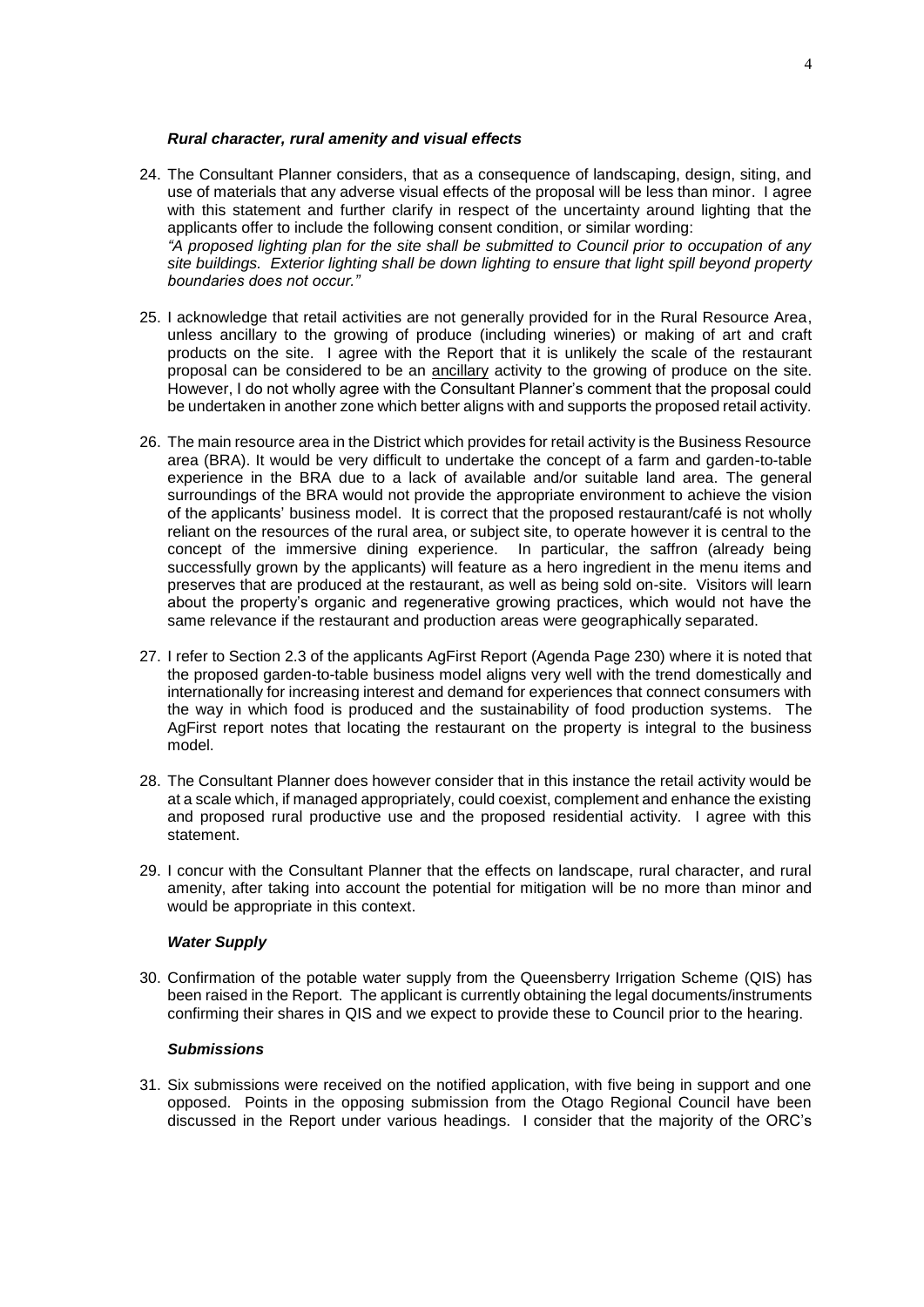### *Rural character, rural amenity and visual effects*

24. The Consultant Planner considers, that as a consequence of landscaping, design, siting, and use of materials that any adverse visual effects of the proposal will be less than minor. I agree with this statement and further clarify in respect of the uncertainty around lighting that the applicants offer to include the following consent condition, or similar wording:
*"A proposed lighting plan for the site shall be submitted to Council prior to occupation of any site buildings. Exterior lighting shall be down lighting to ensure that light spill beyond property boundaries does not occur."*

25. I acknowledge that retail activities are not generally provided for in the Rural Resource Area, unless ancillary to the growing of produce (including wineries) or making of art and craft products on the site. I agree with the Report that it is unlikely the scale of the restaurant proposal can be considered to be an <u>ancillary</u> activity to the growing of produce on the site. However, I do not wholly agree with the Consultant Planner's comment that the proposal could be undertaken in another zone which better aligns with and supports the proposed retail activity.

26. The main resource area in the District which provides for retail activity is the Business Resource area (BRA). It would be very difficult to undertake the concept of a farm and garden-to-table experience in the BRA due to a lack of available and/or suitable land area. The general surroundings of the BRA would not provide the appropriate environment to achieve the vision of the applicants' business model. It is correct that the proposed restaurant/café is not wholly reliant on the resources of the rural area, or subject site, to operate however it is central to the concept of the immersive dining experience. In particular, the saffron (already being successfully grown by the applicants) will feature as a hero ingredient in the menu items and preserves that are produced at the restaurant, as well as being sold on-site. Visitors will learn about the property's organic and regenerative growing practices, which would not have the same relevance if the restaurant and production areas were geographically separated.

27. I refer to Section 2.3 of the applicants AgFirst Report (Agenda Page 230) where it is noted that the proposed garden-to-table business model aligns very well with the trend domestically and internationally for increasing interest and demand for experiences that connect consumers with the way in which food is produced and the sustainability of food production systems. The AgFirst report notes that locating the restaurant on the property is integral to the business model.

28. The Consultant Planner does however consider that in this instance the retail activity would be at a scale which, if managed appropriately, could coexist, complement and enhance the existing and proposed rural productive use and the proposed residential activity. I agree with this statement.

29. I concur with the Consultant Planner that the effects on landscape, rural character, and rural amenity, after taking into account the potential for mitigation will be no more than minor and would be appropriate in this context.

### *Water Supply*

30. Confirmation of the potable water supply from the Queensberry Irrigation Scheme (QIS) has been raised in the Report. The applicant is currently obtaining the legal documents/instruments confirming their shares in QIS and we expect to provide these to Council prior to the hearing.

### *Submissions*

31. Six submissions were received on the notified application, with five being in support and one opposed. Points in the opposing submission from the Otago Regional Council have been discussed in the Report under various headings. I consider that the majority of the ORC's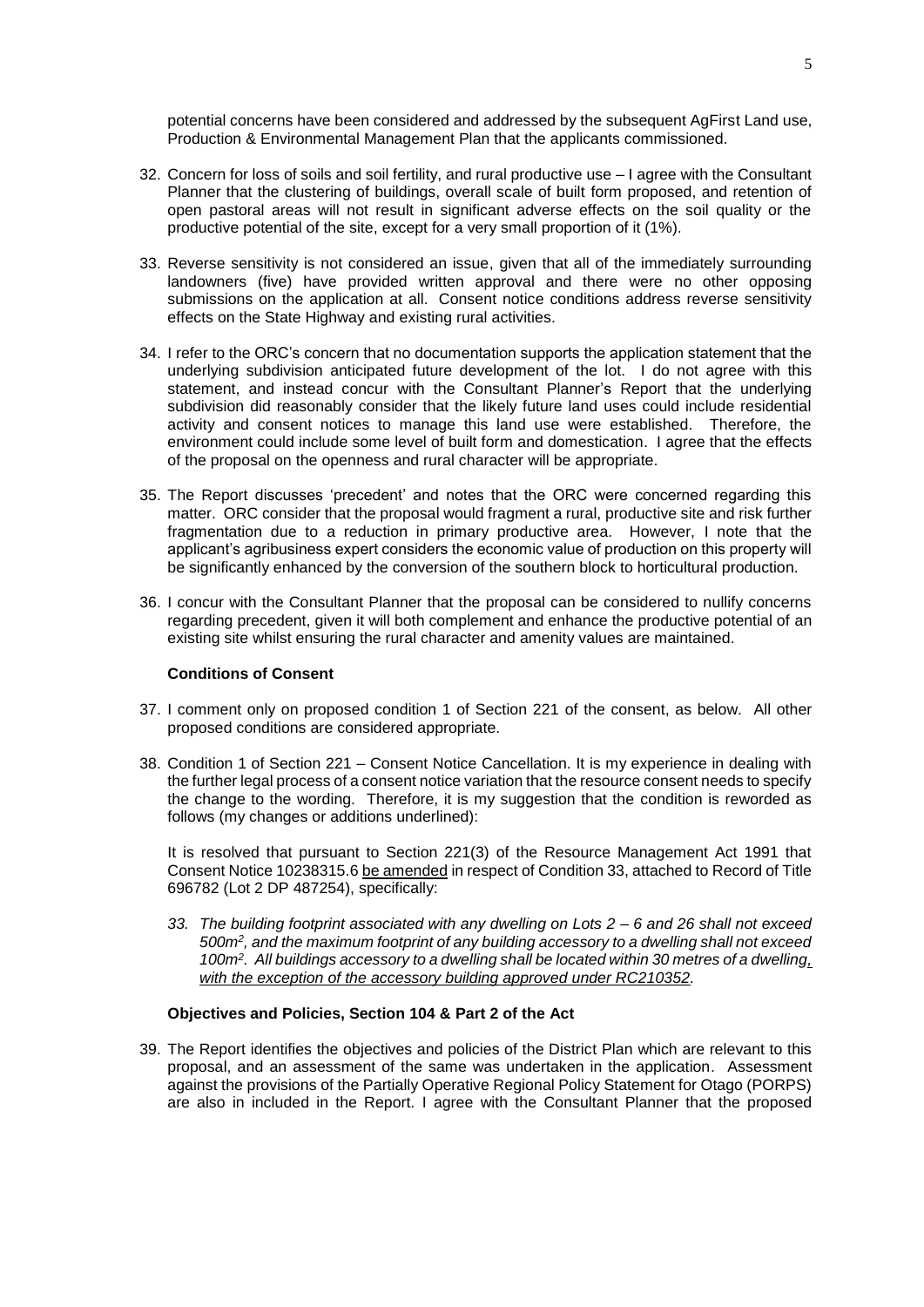potential concerns have been considered and addressed by the subsequent AgFirst Land use, Production & Environmental Management Plan that the applicants commissioned.

32. Concern for loss of soils and soil fertility, and rural productive use – I agree with the Consultant Planner that the clustering of buildings, overall scale of built form proposed, and retention of open pastoral areas will not result in significant adverse effects on the soil quality or the productive potential of the site, except for a very small proportion of it (1%).

33. Reverse sensitivity is not considered an issue, given that all of the immediately surrounding landowners (five) have provided written approval and there were no other opposing submissions on the application at all. Consent notice conditions address reverse sensitivity effects on the State Highway and existing rural activities.

34. I refer to the ORC's concern that no documentation supports the application statement that the underlying subdivision anticipated future development of the lot. I do not agree with this statement, and instead concur with the Consultant Planner's Report that the underlying subdivision did reasonably consider that the likely future land uses could include residential activity and consent notices to manage this land use were established. Therefore, the environment could include some level of built form and domestication. I agree that the effects of the proposal on the openness and rural character will be appropriate.

35. The Report discusses 'precedent' and notes that the ORC were concerned regarding this matter. ORC consider that the proposal would fragment a rural, productive site and risk further fragmentation due to a reduction in primary productive area. However, I note that the applicant's agribusiness expert considers the economic value of production on this property will be significantly enhanced by the conversion of the southern block to horticultural production.

36. I concur with the Consultant Planner that the proposal can be considered to nullify concerns regarding precedent, given it will both complement and enhance the productive potential of an existing site whilst ensuring the rural character and amenity values are maintained.

### Conditions of Consent

37. I comment only on proposed condition 1 of Section 221 of the consent, as below. All other proposed conditions are considered appropriate.

38. Condition 1 of Section 221 – Consent Notice Cancellation. It is my experience in dealing with the further legal process of a consent notice variation that the resource consent needs to specify the change to the wording. Therefore, it is my suggestion that the condition is reworded as follows (my changes or additions underlined):

    It is resolved that pursuant to Section 221(3) of the Resource Management Act 1991 that Consent Notice 10238315.6 <u>be amended</u> in respect of Condition 33, attached to Record of Title 696782 (Lot 2 DP 487254), specifically:

    *33. The building footprint associated with any dwelling on Lots 2 – 6 and 26 shall not exceed 500m², and the maximum footprint of any building accessory to a dwelling shall not exceed 100m². All buildings accessory to a dwelling shall be located within 30 metres of a dwelling<u>, with the exception of the accessory building approved under RC210352</u>.*

### Objectives and Policies, Section 104 & Part 2 of the Act

39. The Report identifies the objectives and policies of the District Plan which are relevant to this proposal, and an assessment of the same was undertaken in the application. Assessment against the provisions of the Partially Operative Regional Policy Statement for Otago (PORPS) are also in included in the Report. I agree with the Consultant Planner that the proposed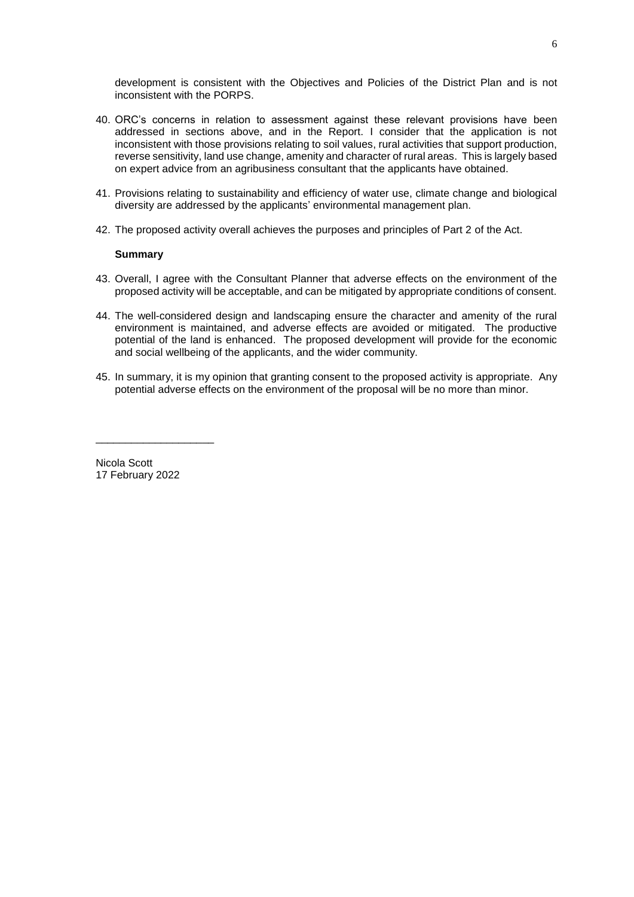development is consistent with the Objectives and Policies of the District Plan and is not inconsistent with the PORPS.

40. ORC's concerns in relation to assessment against these relevant provisions have been addressed in sections above, and in the Report. I consider that the application is not inconsistent with those provisions relating to soil values, rural activities that support production, reverse sensitivity, land use change, amenity and character of rural areas. This is largely based on expert advice from an agribusiness consultant that the applicants have obtained.

41. Provisions relating to sustainability and efficiency of water use, climate change and biological diversity are addressed by the applicants' environmental management plan.

42. The proposed activity overall achieves the purposes and principles of Part 2 of the Act.

**Summary**

43. Overall, I agree with the Consultant Planner that adverse effects on the environment of the proposed activity will be acceptable, and can be mitigated by appropriate conditions of consent.

44. The well-considered design and landscaping ensure the character and amenity of the rural environment is maintained, and adverse effects are avoided or mitigated. The productive potential of the land is enhanced. The proposed development will provide for the economic and social wellbeing of the applicants, and the wider community.

45. In summary, it is my opinion that granting consent to the proposed activity is appropriate. Any potential adverse effects on the environment of the proposal will be no more than minor.

\_\_\_\_\_\_\_\_\_\_\_\_\_\_\_\_\_\_\_\_

Nicola Scott
17 February 2022